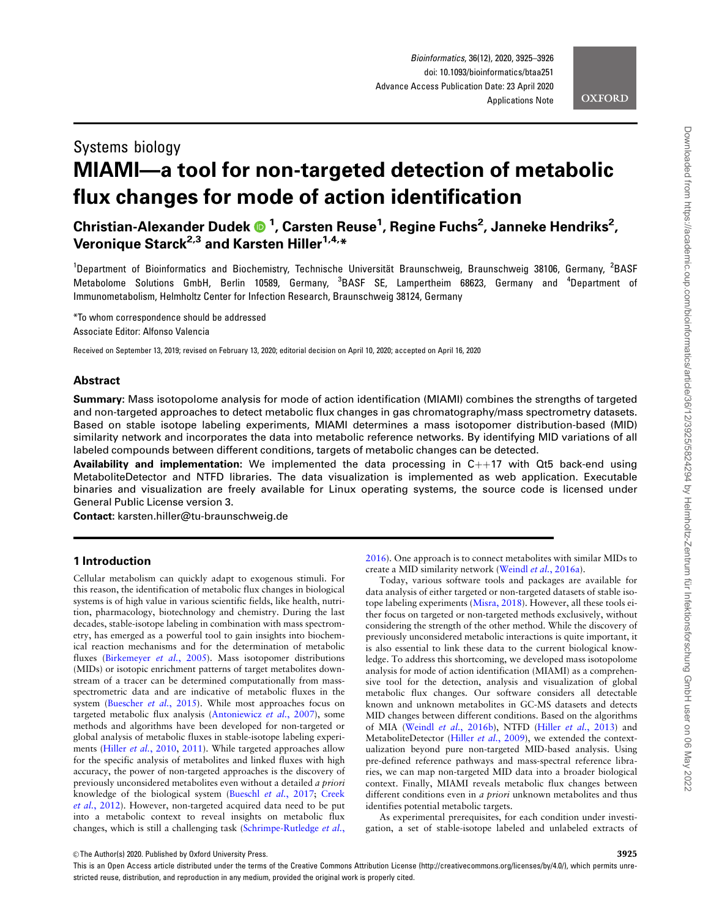Systems biology

# MIAMI—a tool for non-targeted detection of metabolic flux changes for mode of action identification

**Christian-Alexander Dudek [1], Carsten Reuse[1], Regine Fuchs[2], Janneke Hendriks[2], Veronique Starck[2,3] and Karsten Hiller[1,4,*]**

[1]Department of Bioinformatics and Biochemistry, Technische Universität Braunschweig, Braunschweig 38106, Germany, [2]BASF Metabolome Solutions GmbH, Berlin 10589, Germany, [3]BASF SE, Lampertheim 68623, Germany and [4]Department of Immunometabolism, Helmholtz Center for Infection Research, Braunschweig 38124, Germany

*To whom correspondence should be addressed

Associate Editor: Alfonso Valencia

Received on September 13, 2019; revised on February 13, 2020; editorial decision on April 10, 2020; accepted on April 16, 2020

## Abstract

**Summary:** Mass isotopolome analysis for mode of action identification (MIAMI) combines the strengths of targeted and non-targeted approaches to detect metabolic flux changes in gas chromatography/mass spectrometry datasets. Based on stable isotope labeling experiments, MIAMI determines a mass isotopomer distribution-based (MID) similarity network and incorporates the data into metabolic reference networks. By identifying MID variations of all labeled compounds between different conditions, targets of metabolic changes can be detected.

**Availability and implementation:** We implemented the data processing in C++17 with Qt5 back-end using MetaboliteDetector and NTFD libraries. The data visualization is implemented as web application. Executable binaries and visualization are freely available for Linux operating systems, the source code is licensed under General Public License version 3.

**Contact:** karsten.hiller@tu-braunschweig.de

## 1 Introduction

Cellular metabolism can quickly adapt to exogenous stimuli. For this reason, the identification of metabolic flux changes in biological systems is of high value in various scientific fields, like health, nutrition, pharmacology, biotechnology and chemistry. During the last decades, stable-isotope labeling in combination with mass spectrometry, has emerged as a powerful tool to gain insights into biochemical reaction mechanisms and for the determination of metabolic fluxes (Birkemeyer *et al.*, 2005). Mass isotopomer distributions (MIDs) or isotopic enrichment patterns of target metabolites downstream of a tracer can be determined computationally from mass-spectrometric data and are indicative of metabolic fluxes in the system (Buescher *et al.*, 2015). While most approaches focus on targeted metabolic flux analysis (Antoniewicz *et al.*, 2007), some methods and algorithms have been developed for non-targeted or global analysis of metabolic fluxes in stable-isotope labeling experiments (Hiller *et al.*, 2010, 2011). While targeted approaches allow for the specific analysis of metabolites and linked fluxes with high accuracy, the power of non-targeted approaches is the discovery of previously unconsidered metabolites even without a detailed *a priori* knowledge of the biological system (Bueschl *et al.*, 2017; Creek *et al.*, 2012). However, non-targeted acquired data need to be put into a metabolic context to reveal insights on metabolic flux changes, which is still a challenging task (Schrimpe-Rutledge *et al.*, 2016). One approach is to connect metabolites with similar MIDs to create a MID similarity network (Weindl *et al.*, 2016a).

Today, various software tools and packages are available for data analysis of either targeted or non-targeted datasets of stable isotope labeling experiments (Misra, 2018). However, all these tools either focus on targeted or non-targeted methods exclusively, without considering the strength of the other method. While the discovery of previously unconsidered metabolic interactions is quite important, it is also essential to link these data to the current biological knowledge. To address this shortcoming, we developed mass isotopolome analysis for mode of action identification (MIAMI) as a comprehensive tool for the detection, analysis and visualization of global metabolic flux changes. Our software considers all detectable known and unknown metabolites in GC-MS datasets and detects MID changes between different conditions. Based on the algorithms of MIA (Weindl *et al.*, 2016b), NTFD (Hiller *et al.*, 2013) and MetaboliteDetector (Hiller *et al.*, 2009), we extended the contextualization beyond pure non-targeted MID-based analysis. Using pre-defined reference pathways and mass-spectral reference libraries, we can map non-targeted MID data into a broader biological context. Finally, MIAMI reveals metabolic flux changes between different conditions even in *a priori* unknown metabolites and thus identifies potential metabolic targets.

As experimental prerequisites, for each condition under investigation, a set of stable-isotope labeled and unlabeled extracts of

© The Author(s) 2020. Published by Oxford University Press.

This is an Open Access article distributed under the terms of the Creative Commons Attribution License (http://creativecommons.org/licenses/by/4.0/), which permits unrestricted reuse, distribution, and reproduction in any medium, provided the original work is properly cited.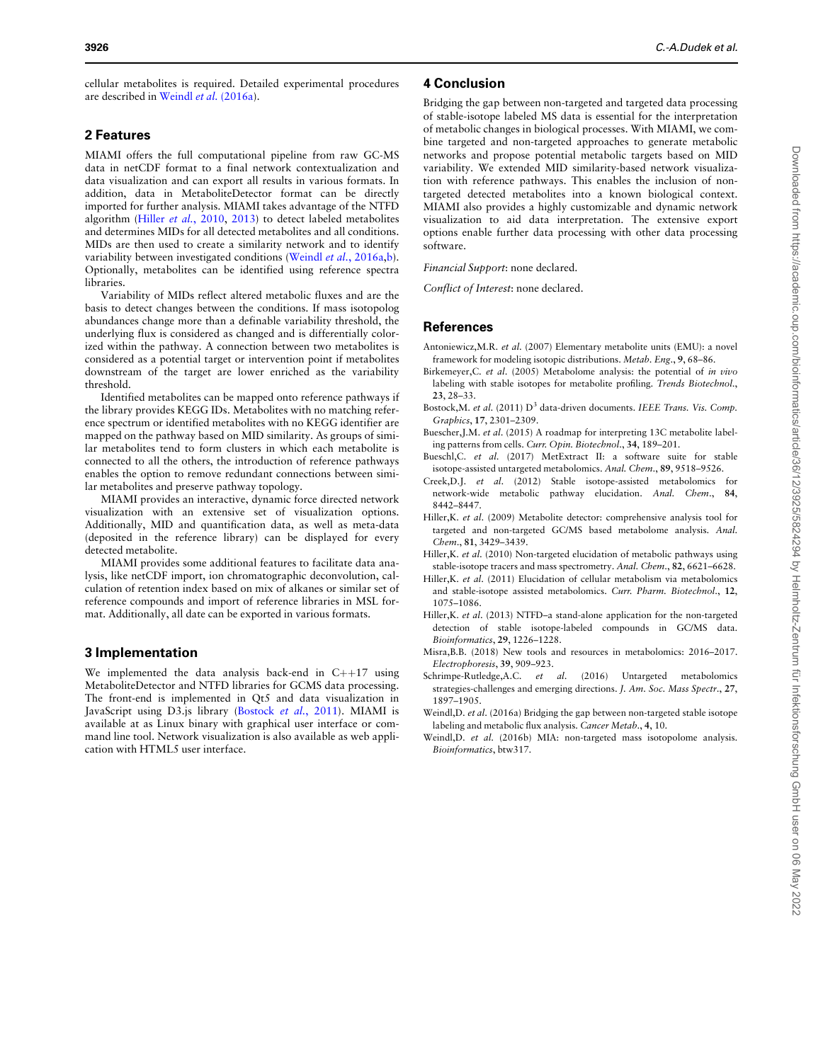cellular metabolites is required. Detailed experimental procedures are described in Weindl *et al.* (2016a).

## 2 Features

MIAMI offers the full computational pipeline from raw GC-MS data in netCDF format to a final network contextualization and data visualization and can export all results in various formats. In addition, data in MetaboliteDetector format can be directly imported for further analysis. MIAMI takes advantage of the NTFD algorithm (Hiller *et al.*, 2010, 2013) to detect labeled metabolites and determines MIDs for all detected metabolites and all conditions. MIDs are then used to create a similarity network and to identify variability between investigated conditions (Weindl *et al.*, 2016a,b). Optionally, metabolites can be identified using reference spectra libraries.

Variability of MIDs reflect altered metabolic fluxes and are the basis to detect changes between the conditions. If mass isotopolog abundances change more than a definable variability threshold, the underlying flux is considered as changed and is differentially colorized within the pathway. A connection between two metabolites is considered as a potential target or intervention point if metabolites downstream of the target are lower enriched as the variability threshold.

Identified metabolites can be mapped onto reference pathways if the library provides KEGG IDs. Metabolites with no matching reference spectrum or identified metabolites with no KEGG identifier are mapped on the pathway based on MID similarity. As groups of similar metabolites tend to form clusters in which each metabolite is connected to all the others, the introduction of reference pathways enables the option to remove redundant connections between similar metabolites and preserve pathway topology.

MIAMI provides an interactive, dynamic force directed network visualization with an extensive set of visualization options. Additionally, MID and quantification data, as well as meta-data (deposited in the reference library) can be displayed for every detected metabolite.

MIAMI provides some additional features to facilitate data analysis, like netCDF import, ion chromatographic deconvolution, calculation of retention index based on mix of alkanes or similar set of reference compounds and import of reference libraries in MSL format. Additionally, all date can be exported in various formats.

## 3 Implementation

We implemented the data analysis back-end in C++17 using MetaboliteDetector and NTFD libraries for GCMS data processing. The front-end is implemented in Qt5 and data visualization in JavaScript using D3.js library (Bostock *et al.*, 2011). MIAMI is available at as Linux binary with graphical user interface or command line tool. Network visualization is also available as web application with HTML5 user interface.

## 4 Conclusion

Bridging the gap between non-targeted and targeted data processing of stable-isotope labeled MS data is essential for the interpretation of metabolic changes in biological processes. With MIAMI, we combine targeted and non-targeted approaches to generate metabolic networks and propose potential metabolic targets based on MID variability. We extended MID similarity-based network visualization with reference pathways. This enables the inclusion of non-targeted detected metabolites into a known biological context. MIAMI also provides a highly customizable and dynamic network visualization to aid data interpretation. The extensive export options enable further data processing with other data processing software.

*Financial Support*: none declared.

*Conflict of Interest*: none declared.

## References

Antoniewicz,M.R. *et al.* (2007) Elementary metabolite units (EMU): a novel framework for modeling isotopic distributions. *Metab. Eng.*, **9**, 68–86.

Birkemeyer,C. *et al.* (2005) Metabolome analysis: the potential of *in vivo* labeling with stable isotopes for metabolite profiling. *Trends Biotechnol.*, **23**, 28–33.

Bostock,M. *et al.* (2011) $D^3$ data-driven documents. *IEEE Trans. Vis. Comp. Graphics*, **17**, 2301–2309.

Buescher,J.M. *et al.* (2015) A roadmap for interpreting 13C metabolite labeling patterns from cells. *Curr. Opin. Biotechnol.*, **34**, 189–201.

Bueschl,C. *et al.* (2017) MetExtract II: a software suite for stable isotope-assisted untargeted metabolomics. *Anal. Chem.*, **89**, 9518–9526.

Creek,D.J. *et al.* (2012) Stable isotope-assisted metabolomics for network-wide metabolic pathway elucidation. *Anal. Chem.*, **84**, 8442–8447.

Hiller,K. *et al.* (2009) Metabolite detector: comprehensive analysis tool for targeted and non-targeted GC/MS based metabolome analysis. *Anal. Chem.*, **81**, 3429–3439.

Hiller,K. *et al.* (2010) Non-targeted elucidation of metabolic pathways using stable-isotope tracers and mass spectrometry. *Anal. Chem.*, **82**, 6621–6628.

Hiller,K. *et al.* (2011) Elucidation of cellular metabolism via metabolomics and stable-isotope assisted metabolomics. *Curr. Pharm. Biotechnol.*, **12**, 1075–1086.

Hiller,K. *et al.* (2013) NTFD–a stand-alone application for the non-targeted detection of stable isotope-labeled compounds in GC/MS data. *Bioinformatics*, **29**, 1226–1228.

Misra,B.B. (2018) New tools and resources in metabolomics: 2016–2017. *Electrophoresis*, **39**, 909–923.

Schrimpe-Rutledge,A.C. *et al.* (2016) Untargeted metabolomics strategies-challenges and emerging directions. *J. Am. Soc. Mass Spectr.*, **27**, 1897–1905.

Weindl,D. *et al.* (2016a) Bridging the gap between non-targeted stable isotope labeling and metabolic flux analysis. *Cancer Metab.*, **4**, 10.

Weindl,D. *et al.* (2016b) MIA: non-targeted mass isotopolome analysis. *Bioinformatics*, btw317.